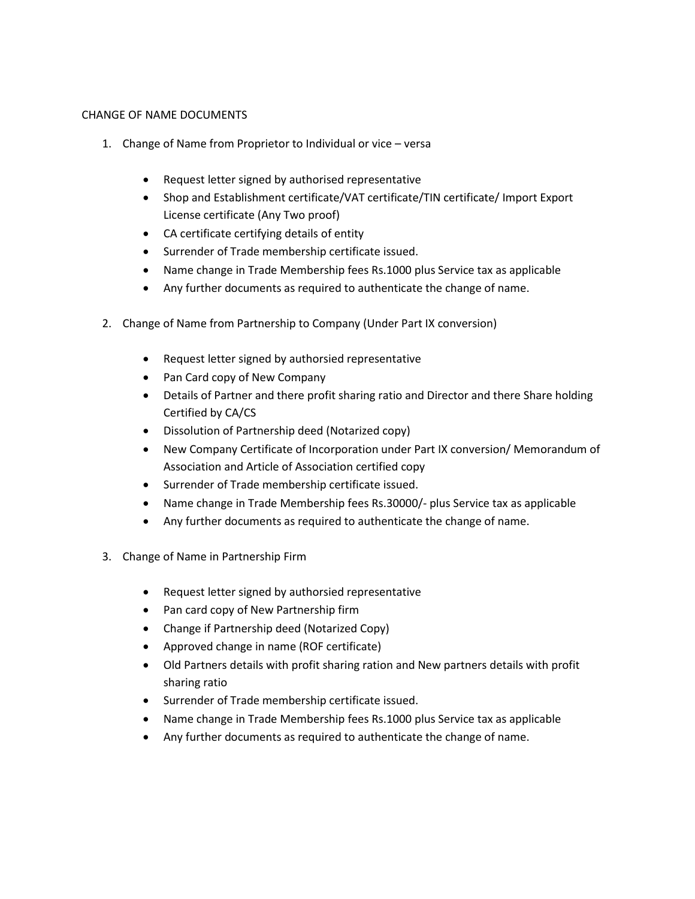CHANGE OF NAME DOCUMENTS

1. Change of Name from Proprietor to Individual or vice – versa

   - Request letter signed by authorised representative
   - Shop and Establishment certificate/VAT certificate/TIN certificate/ Import Export License certificate (Any Two proof)
   - CA certificate certifying details of entity
   - Surrender of Trade membership certificate issued.
   - Name change in Trade Membership fees Rs.1000 plus Service tax as applicable
   - Any further documents as required to authenticate the change of name.

2. Change of Name from Partnership to Company (Under Part IX conversion)

   - Request letter signed by authorsied representative
   - Pan Card copy of New Company
   - Details of Partner and there profit sharing ratio and Director and there Share holding Certified by CA/CS
   - Dissolution of Partnership deed (Notarized copy)
   - New Company Certificate of Incorporation under Part IX conversion/ Memorandum of Association and Article of Association certified copy
   - Surrender of Trade membership certificate issued.
   - Name change in Trade Membership fees Rs.30000/- plus Service tax as applicable
   - Any further documents as required to authenticate the change of name.

3. Change of Name in Partnership Firm

   - Request letter signed by authorsied representative
   - Pan card copy of New Partnership firm
   - Change if Partnership deed (Notarized Copy)
   - Approved change in name (ROF certificate)
   - Old Partners details with profit sharing ration and New partners details with profit sharing ratio
   - Surrender of Trade membership certificate issued.
   - Name change in Trade Membership fees Rs.1000 plus Service tax as applicable
   - Any further documents as required to authenticate the change of name.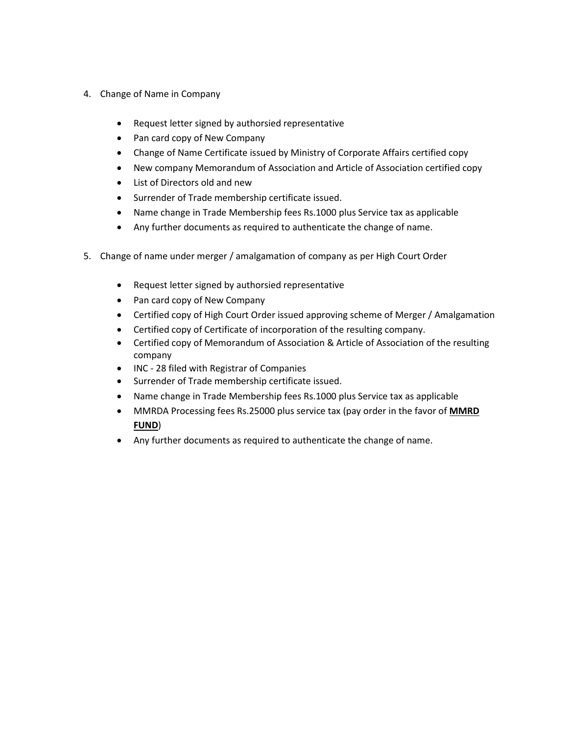4. Change of Name in Company

    - Request letter signed by authorsied representative
    - Pan card copy of New Company
    - Change of Name Certificate issued by Ministry of Corporate Affairs certified copy
    - New company Memorandum of Association and Article of Association certified copy
    - List of Directors old and new
    - Surrender of Trade membership certificate issued.
    - Name change in Trade Membership fees Rs.1000 plus Service tax as applicable
    - Any further documents as required to authenticate the change of name.

5. Change of name under merger / amalgamation of company as per High Court Order

    - Request letter signed by authorsied representative
    - Pan card copy of New Company
    - Certified copy of High Court Order issued approving scheme of Merger / Amalgamation
    - Certified copy of Certificate of incorporation of the resulting company.
    - Certified copy of Memorandum of Association & Article of Association of the resulting company
    - INC - 28 filed with Registrar of Companies
    - Surrender of Trade membership certificate issued.
    - Name change in Trade Membership fees Rs.1000 plus Service tax as applicable
    - MMRDA Processing fees Rs.25000 plus service tax (pay order in the favor of **MMRD FUND**)
    - Any further documents as required to authenticate the change of name.